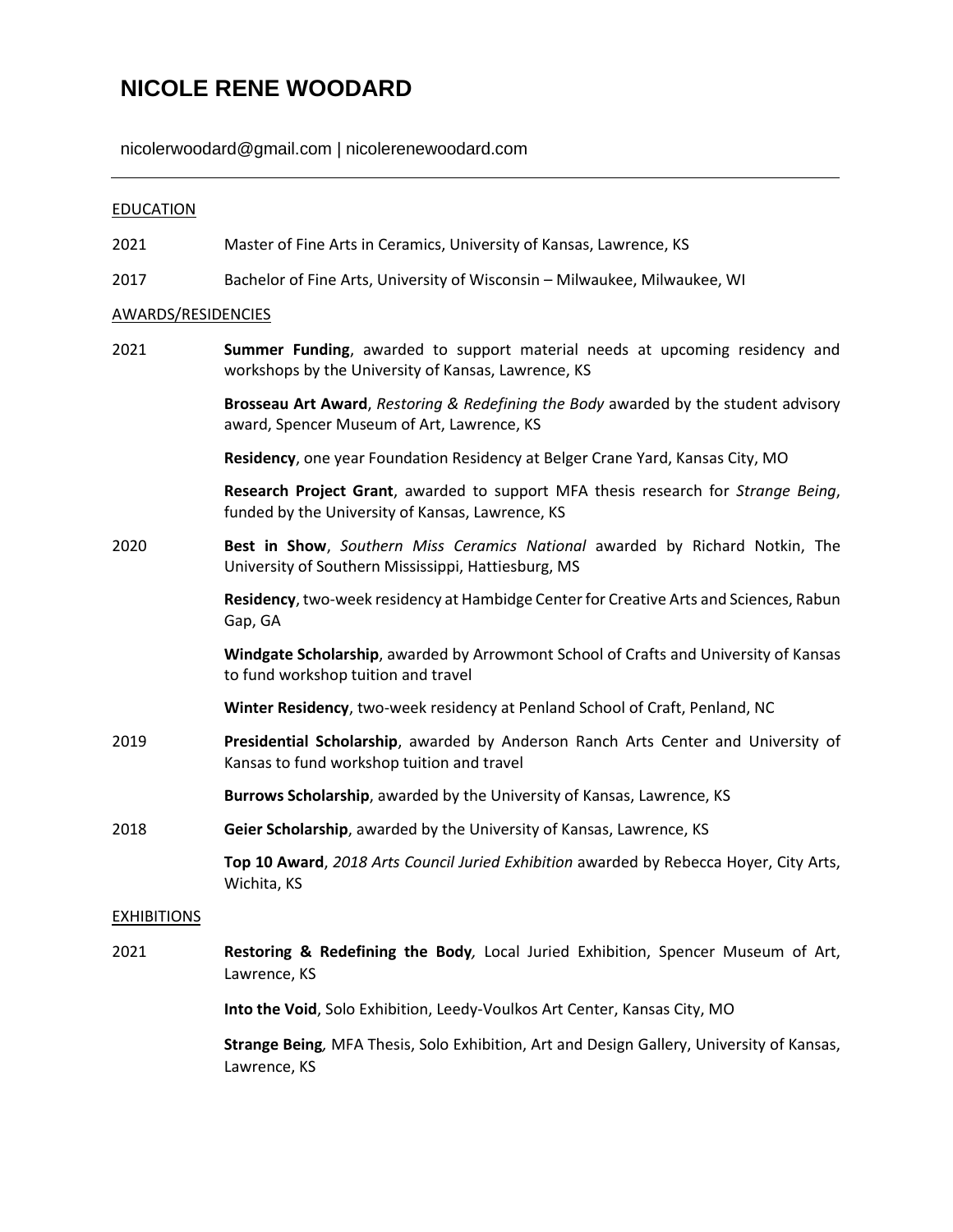# NICOLE RENE WOODARD

nicolerwoodard@gmail.com | nicolerenewoodard.com

---

## EDUCATION

2021 Master of Fine Arts in Ceramics, University of Kansas, Lawrence, KS

2017 Bachelor of Fine Arts, University of Wisconsin – Milwaukee, Milwaukee, WI

## AWARDS/RESIDENCIES

2021 **Summer Funding**, awarded to support material needs at upcoming residency and workshops by the University of Kansas, Lawrence, KS

**Brosseau Art Award**, *Restoring & Redefining the Body* awarded by the student advisory award, Spencer Museum of Art, Lawrence, KS

**Residency**, one year Foundation Residency at Belger Crane Yard, Kansas City, MO

**Research Project Grant**, awarded to support MFA thesis research for *Strange Being*, funded by the University of Kansas, Lawrence, KS

2020 **Best in Show**, *Southern Miss Ceramics National* awarded by Richard Notkin, The University of Southern Mississippi, Hattiesburg, MS

**Residency**, two-week residency at Hambidge Center for Creative Arts and Sciences, Rabun Gap, GA

**Windgate Scholarship**, awarded by Arrowmont School of Crafts and University of Kansas to fund workshop tuition and travel

**Winter Residency**, two-week residency at Penland School of Craft, Penland, NC

2019 **Presidential Scholarship**, awarded by Anderson Ranch Arts Center and University of Kansas to fund workshop tuition and travel

**Burrows Scholarship**, awarded by the University of Kansas, Lawrence, KS

2018 **Geier Scholarship**, awarded by the University of Kansas, Lawrence, KS

**Top 10 Award**, *2018 Arts Council Juried Exhibition* awarded by Rebecca Hoyer, City Arts, Wichita, KS

## EXHIBITIONS

2021 **Restoring & Redefining the Body***,* Local Juried Exhibition, Spencer Museum of Art, Lawrence, KS

**Into the Void**, Solo Exhibition, Leedy-Voulkos Art Center, Kansas City, MO

**Strange Being***,* MFA Thesis, Solo Exhibition, Art and Design Gallery, University of Kansas, Lawrence, KS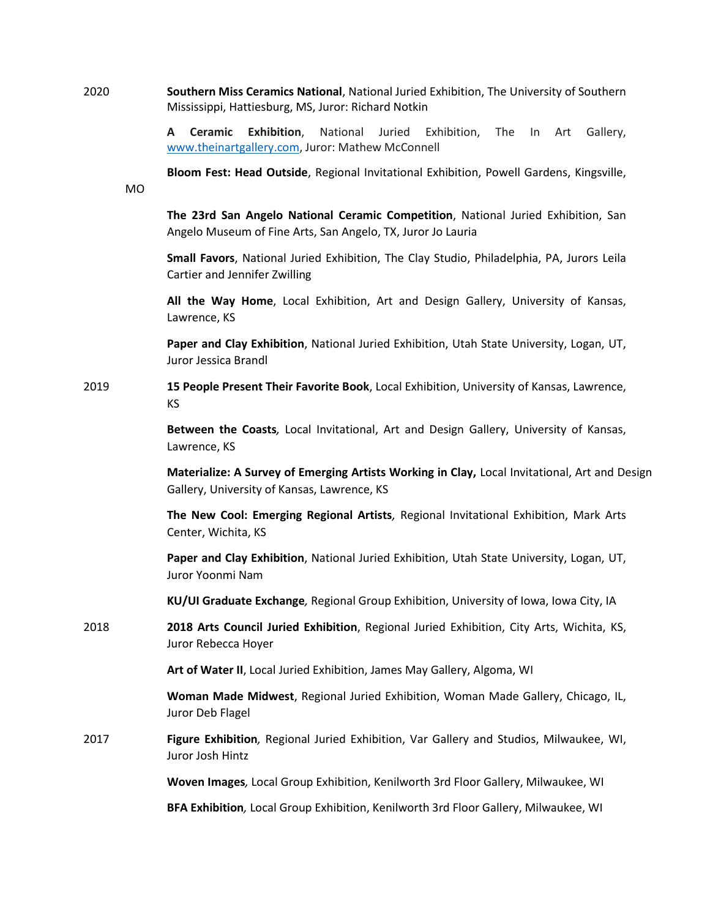2020

**Southern Miss Ceramics National**, National Juried Exhibition, The University of Southern Mississippi, Hattiesburg, MS, Juror: Richard Notkin

**A Ceramic Exhibition**, National Juried Exhibition, The In Art Gallery, www.theinartgallery.com, Juror: Mathew McConnell

**Bloom Fest: Head Outside**, Regional Invitational Exhibition, Powell Gardens, Kingsville, MO

**The 23rd San Angelo National Ceramic Competition**, National Juried Exhibition, San Angelo Museum of Fine Arts, San Angelo, TX, Juror Jo Lauria

**Small Favors**, National Juried Exhibition, The Clay Studio, Philadelphia, PA, Jurors Leila Cartier and Jennifer Zwilling

**All the Way Home**, Local Exhibition, Art and Design Gallery, University of Kansas, Lawrence, KS

**Paper and Clay Exhibition**, National Juried Exhibition, Utah State University, Logan, UT, Juror Jessica Brandl

2019

**15 People Present Their Favorite Book**, Local Exhibition, University of Kansas, Lawrence, KS

**Between the Coasts**, Local Invitational, Art and Design Gallery, University of Kansas, Lawrence, KS

**Materialize: A Survey of Emerging Artists Working in Clay,** Local Invitational, Art and Design Gallery, University of Kansas, Lawrence, KS

**The New Cool: Emerging Regional Artists**, Regional Invitational Exhibition, Mark Arts Center, Wichita, KS

**Paper and Clay Exhibition**, National Juried Exhibition, Utah State University, Logan, UT, Juror Yoonmi Nam

**KU/UI Graduate Exchange**, Regional Group Exhibition, University of Iowa, Iowa City, IA

2018

**2018 Arts Council Juried Exhibition**, Regional Juried Exhibition, City Arts, Wichita, KS, Juror Rebecca Hoyer

**Art of Water II**, Local Juried Exhibition, James May Gallery, Algoma, WI

**Woman Made Midwest**, Regional Juried Exhibition, Woman Made Gallery, Chicago, IL, Juror Deb Flagel

2017

**Figure Exhibition**, Regional Juried Exhibition, Var Gallery and Studios, Milwaukee, WI, Juror Josh Hintz

**Woven Images**, Local Group Exhibition, Kenilworth 3rd Floor Gallery, Milwaukee, WI

**BFA Exhibition**, Local Group Exhibition, Kenilworth 3rd Floor Gallery, Milwaukee, WI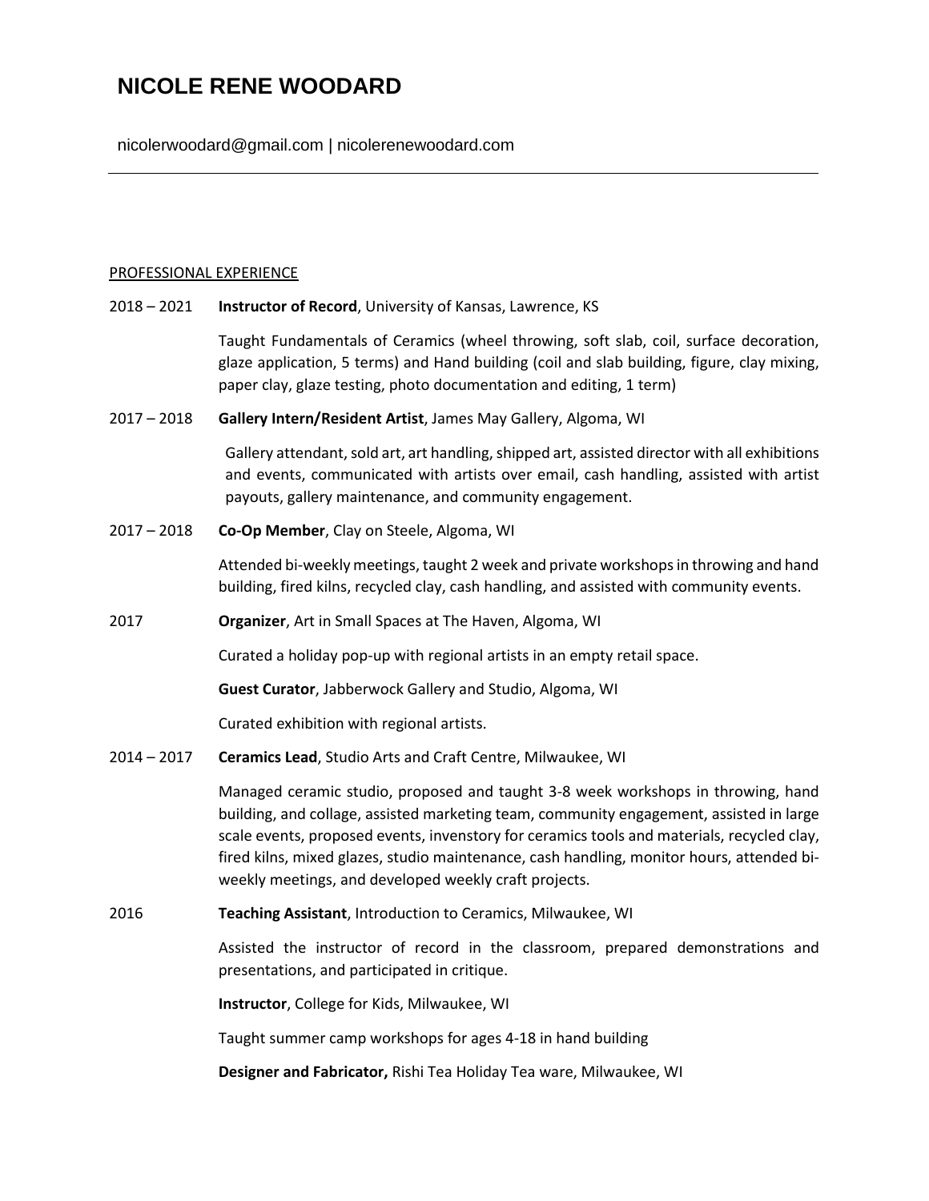# NICOLE RENE WOODARD

nicolerwoodard@gmail.com | nicolerenewoodard.com

---

## PROFESSIONAL EXPERIENCE

2018 – 2021 **Instructor of Record**, University of Kansas, Lawrence, KS

Taught Fundamentals of Ceramics (wheel throwing, soft slab, coil, surface decoration, glaze application, 5 terms) and Hand building (coil and slab building, figure, clay mixing, paper clay, glaze testing, photo documentation and editing, 1 term)

2017 – 2018 **Gallery Intern/Resident Artist**, James May Gallery, Algoma, WI

Gallery attendant, sold art, art handling, shipped art, assisted director with all exhibitions and events, communicated with artists over email, cash handling, assisted with artist payouts, gallery maintenance, and community engagement.

2017 – 2018 **Co-Op Member**, Clay on Steele, Algoma, WI

Attended bi-weekly meetings, taught 2 week and private workshops in throwing and hand building, fired kilns, recycled clay, cash handling, and assisted with community events.

2017 **Organizer**, Art in Small Spaces at The Haven, Algoma, WI

Curated a holiday pop-up with regional artists in an empty retail space.

**Guest Curator**, Jabberwock Gallery and Studio, Algoma, WI

Curated exhibition with regional artists.

2014 – 2017 **Ceramics Lead**, Studio Arts and Craft Centre, Milwaukee, WI

Managed ceramic studio, proposed and taught 3-8 week workshops in throwing, hand building, and collage, assisted marketing team, community engagement, assisted in large scale events, proposed events, invenstory for ceramics tools and materials, recycled clay, fired kilns, mixed glazes, studio maintenance, cash handling, monitor hours, attended bi-weekly meetings, and developed weekly craft projects.

2016 **Teaching Assistant**, Introduction to Ceramics, Milwaukee, WI

Assisted the instructor of record in the classroom, prepared demonstrations and presentations, and participated in critique.

**Instructor**, College for Kids, Milwaukee, WI

Taught summer camp workshops for ages 4-18 in hand building

**Designer and Fabricator,** Rishi Tea Holiday Tea ware, Milwaukee, WI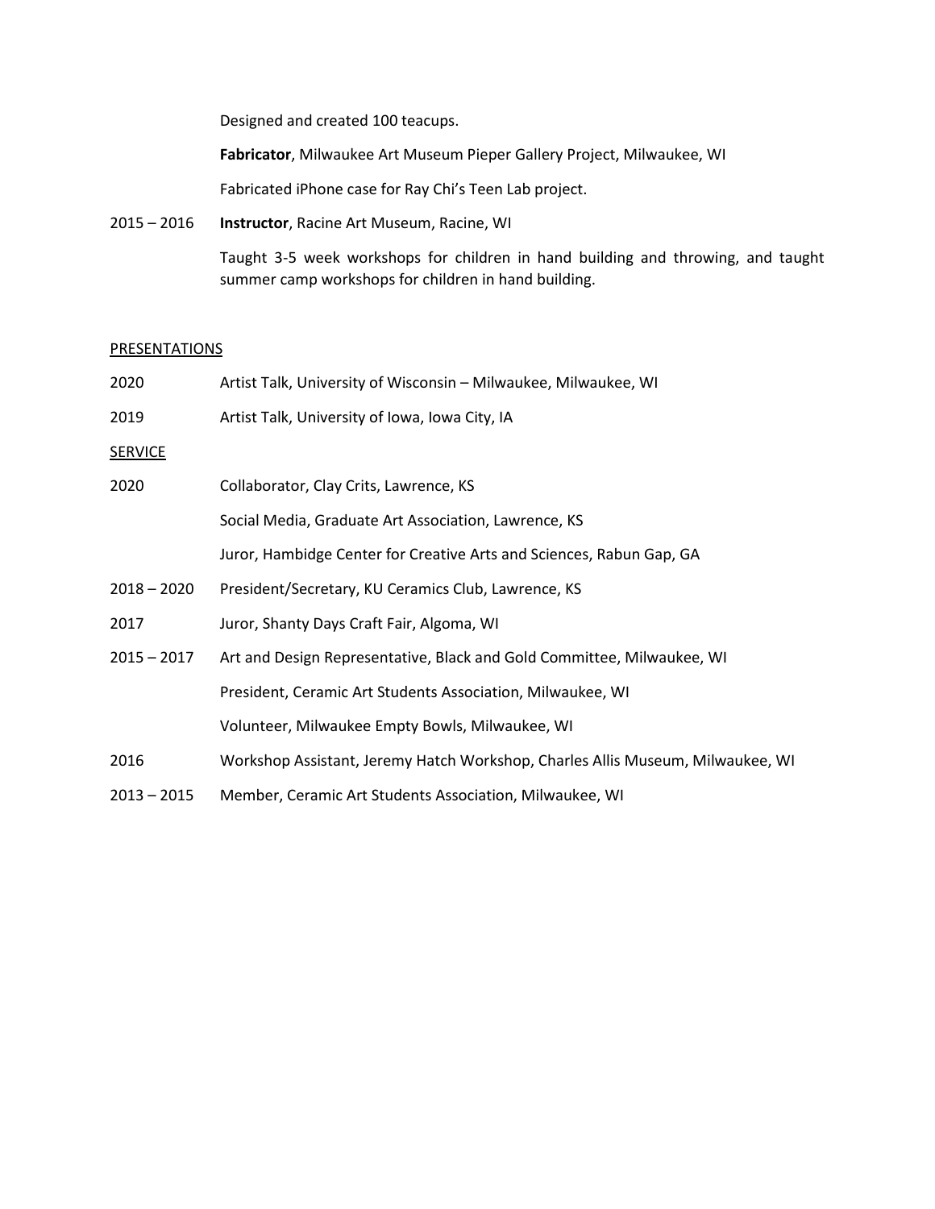Designed and created 100 teacups.

**Fabricator**, Milwaukee Art Museum Pieper Gallery Project, Milwaukee, WI

Fabricated iPhone case for Ray Chi's Teen Lab project.

2015 – 2016 **Instructor**, Racine Art Museum, Racine, WI

Taught 3-5 week workshops for children in hand building and throwing, and taught summer camp workshops for children in hand building.

## PRESENTATIONS

2020 Artist Talk, University of Wisconsin – Milwaukee, Milwaukee, WI

2019 Artist Talk, University of Iowa, Iowa City, IA

## SERVICE

2020 Collaborator, Clay Crits, Lawrence, KS

Social Media, Graduate Art Association, Lawrence, KS

Juror, Hambidge Center for Creative Arts and Sciences, Rabun Gap, GA

2018 – 2020 President/Secretary, KU Ceramics Club, Lawrence, KS

2017 Juror, Shanty Days Craft Fair, Algoma, WI

2015 – 2017 Art and Design Representative, Black and Gold Committee, Milwaukee, WI

President, Ceramic Art Students Association, Milwaukee, WI

Volunteer, Milwaukee Empty Bowls, Milwaukee, WI

2016 Workshop Assistant, Jeremy Hatch Workshop, Charles Allis Museum, Milwaukee, WI

2013 – 2015 Member, Ceramic Art Students Association, Milwaukee, WI